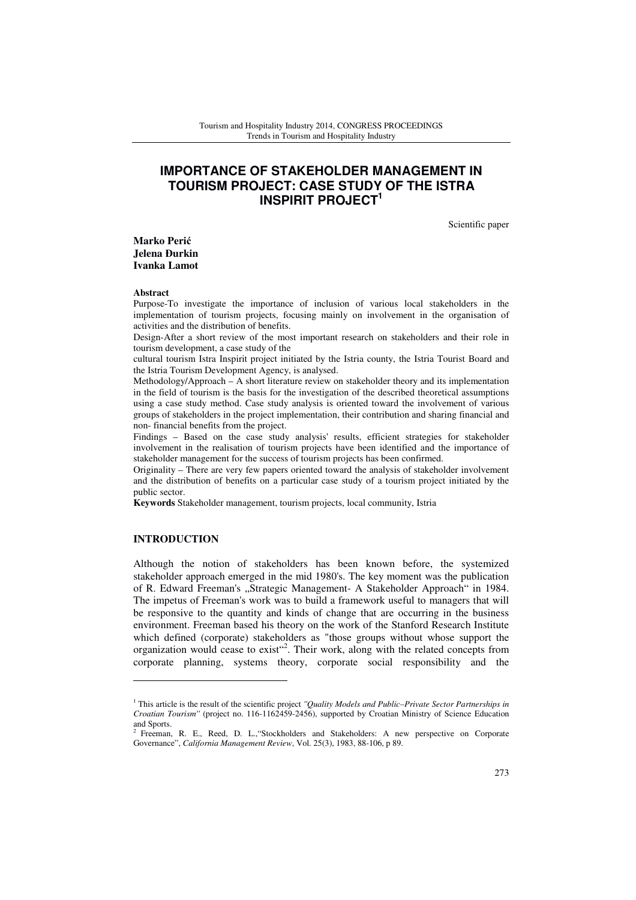# IMPORTANCE OF STAKEHOLDER MANAGEMENT IN TOURISM PROJECT: CASE STUDY OF THE ISTRA INSPIRIT PROJECT[1]

Scientific paper

**Marko Perić**
**Jelena Đurkin**
**Ivanka Lamot**

**Abstract**

Purpose-To investigate the importance of inclusion of various local stakeholders in the implementation of tourism projects, focusing mainly on involvement in the organisation of activities and the distribution of benefits.

Design-After a short review of the most important research on stakeholders and their role in tourism development, a case study of the cultural tourism Istra Inspirit project initiated by the Istria county, the Istria Tourist Board and the Istria Tourism Development Agency, is analysed.

Methodology/Approach – A short literature review on stakeholder theory and its implementation in the field of tourism is the basis for the investigation of the described theoretical assumptions using a case study method. Case study analysis is oriented toward the involvement of various groups of stakeholders in the project implementation, their contribution and sharing financial and non- financial benefits from the project.

Findings – Based on the case study analysis' results, efficient strategies for stakeholder involvement in the realisation of tourism projects have been identified and the importance of stakeholder management for the success of tourism projects has been confirmed.

Originality – There are very few papers oriented toward the analysis of stakeholder involvement and the distribution of benefits on a particular case study of a tourism project initiated by the public sector.

**Keywords** Stakeholder management, tourism projects, local community, Istria

## INTRODUCTION

Although the notion of stakeholders has been known before, the systemized stakeholder approach emerged in the mid 1980's. The key moment was the publication of R. Edward Freeman's „Strategic Management- A Stakeholder Approach" in 1984. The impetus of Freeman's work was to build a framework useful to managers that will be responsive to the quantity and kinds of change that are occurring in the business environment. Freeman based his theory on the work of the Stanford Research Institute which defined (corporate) stakeholders as "those groups without whose support the organization would cease to exist"[2]. Their work, along with the related concepts from corporate planning, systems theory, corporate social responsibility and the

---

[1] This article is the result of the scientific project *"Quality Models and Public–Private Sector Partnerships in Croatian Tourism"* (project no. 116-1162459-2456), supported by Croatian Ministry of Science Education and Sports.

[2] Freeman, R. E., Reed, D. L.,"Stockholders and Stakeholders: A new perspective on Corporate Governance", *California Management Review*, Vol. 25(3), 1983, 88-106, p 89.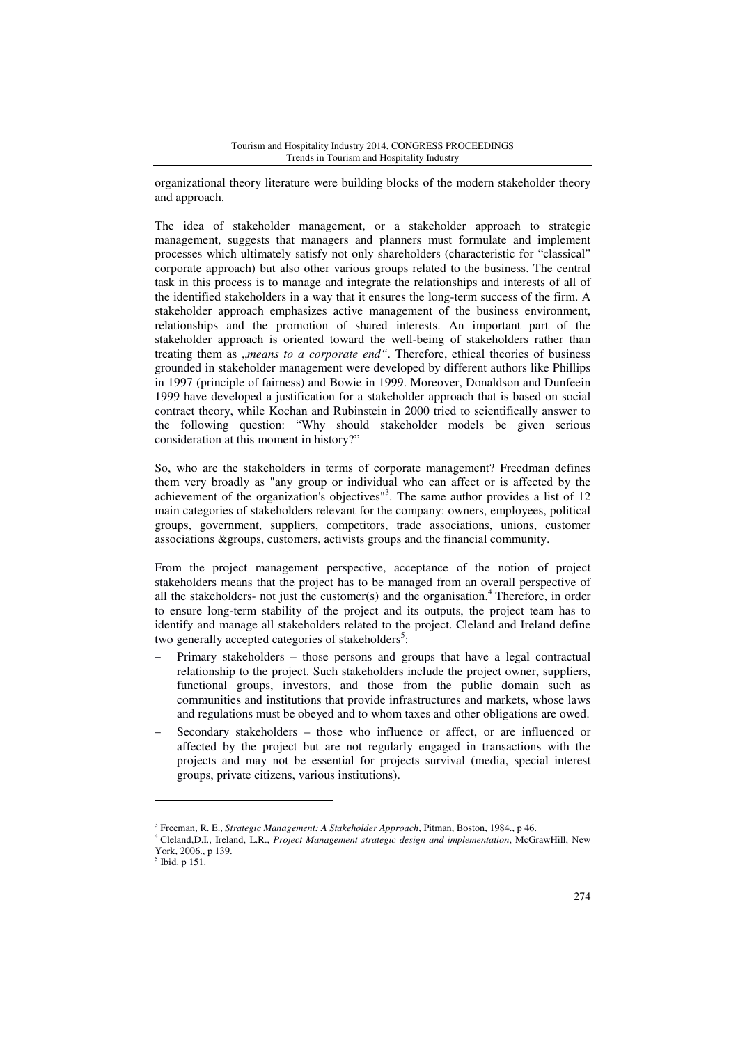organizational theory literature were building blocks of the modern stakeholder theory and approach.

The idea of stakeholder management, or a stakeholder approach to strategic management, suggests that managers and planners must formulate and implement processes which ultimately satisfy not only shareholders (characteristic for "classical" corporate approach) but also other various groups related to the business. The central task in this process is to manage and integrate the relationships and interests of all of the identified stakeholders in a way that it ensures the long-term success of the firm. A stakeholder approach emphasizes active management of the business environment, relationships and the promotion of shared interests. An important part of the stakeholder approach is oriented toward the well-being of stakeholders rather than treating them as „*means to a corporate end*". Therefore, ethical theories of business grounded in stakeholder management were developed by different authors like Phillips in 1997 (principle of fairness) and Bowie in 1999. Moreover, Donaldson and Dunfeein 1999 have developed a justification for a stakeholder approach that is based on social contract theory, while Kochan and Rubinstein in 2000 tried to scientifically answer to the following question: "Why should stakeholder models be given serious consideration at this moment in history?"

So, who are the stakeholders in terms of corporate management? Freedman defines them very broadly as "any group or individual who can affect or is affected by the achievement of the organization's objectives"[3]. The same author provides a list of 12 main categories of stakeholders relevant for the company: owners, employees, political groups, government, suppliers, competitors, trade associations, unions, customer associations &groups, customers, activists groups and the financial community.

From the project management perspective, acceptance of the notion of project stakeholders means that the project has to be managed from an overall perspective of all the stakeholders- not just the customer(s) and the organisation.[4] Therefore, in order to ensure long-term stability of the project and its outputs, the project team has to identify and manage all stakeholders related to the project. Cleland and Ireland define two generally accepted categories of stakeholders[5]:

- Primary stakeholders – those persons and groups that have a legal contractual relationship to the project. Such stakeholders include the project owner, suppliers, functional groups, investors, and those from the public domain such as communities and institutions that provide infrastructures and markets, whose laws and regulations must be obeyed and to whom taxes and other obligations are owed.
- Secondary stakeholders – those who influence or affect, or are influenced or affected by the project but are not regularly engaged in transactions with the projects and may not be essential for projects survival (media, special interest groups, private citizens, various institutions).

---

[3] Freeman, R. E., *Strategic Management: A Stakeholder Approach*, Pitman, Boston, 1984., p 46.

[4] Cleland,D.I., Ireland, L.R., *Project Management strategic design and implementation*, McGrawHill, New York, 2006., p 139.

[5] Ibid. p 151.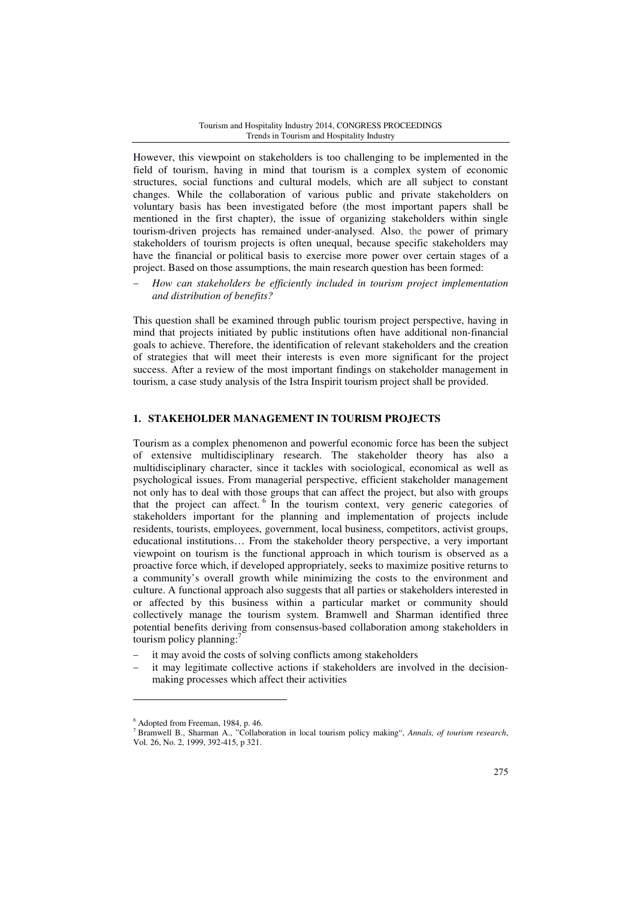However, this viewpoint on stakeholders is too challenging to be implemented in the field of tourism, having in mind that tourism is a complex system of economic structures, social functions and cultural models, which are all subject to constant changes. While the collaboration of various public and private stakeholders on voluntary basis has been investigated before (the most important papers shall be mentioned in the first chapter), the issue of organizing stakeholders within single tourism-driven projects has remained under-analysed. Also, the power of primary stakeholders of tourism projects is often unequal, because specific stakeholders may have the financial or political basis to exercise more power over certain stages of a project. Based on those assumptions, the main research question has been formed:

- *How can stakeholders be efficiently included in tourism project implementation and distribution of benefits?*

This question shall be examined through public tourism project perspective, having in mind that projects initiated by public institutions often have additional non-financial goals to achieve. Therefore, the identification of relevant stakeholders and the creation of strategies that will meet their interests is even more significant for the project success. After a review of the most important findings on stakeholder management in tourism, a case study analysis of the Istra Inspirit tourism project shall be provided.

## 1. STAKEHOLDER MANAGEMENT IN TOURISM PROJECTS

Tourism as a complex phenomenon and powerful economic force has been the subject of extensive multidisciplinary research. The stakeholder theory has also a multidisciplinary character, since it tackles with sociological, economical as well as psychological issues. From managerial perspective, efficient stakeholder management not only has to deal with those groups that can affect the project, but also with groups that the project can affect.[6] In the tourism context, very generic categories of stakeholders important for the planning and implementation of projects include residents, tourists, employees, government, local business, competitors, activist groups, educational institutions… From the stakeholder theory perspective, a very important viewpoint on tourism is the functional approach in which tourism is observed as a proactive force which, if developed appropriately, seeks to maximize positive returns to a community's overall growth while minimizing the costs to the environment and culture. A functional approach also suggests that all parties or stakeholders interested in or affected by this business within a particular market or community should collectively manage the tourism system. Bramwell and Sharman identified three potential benefits deriving from consensus-based collaboration among stakeholders in tourism policy planning:[7]

- it may avoid the costs of solving conflicts among stakeholders
- it may legitimate collective actions if stakeholders are involved in the decision-making processes which affect their activities

---

[6] Adopted from Freeman, 1984, p. 46.

[7] Bramwell B., Sharman A., "Collaboration in local tourism policy making", *Annals, of tourism research*, Vol. 26, No. 2, 1999, 392-415, p 321.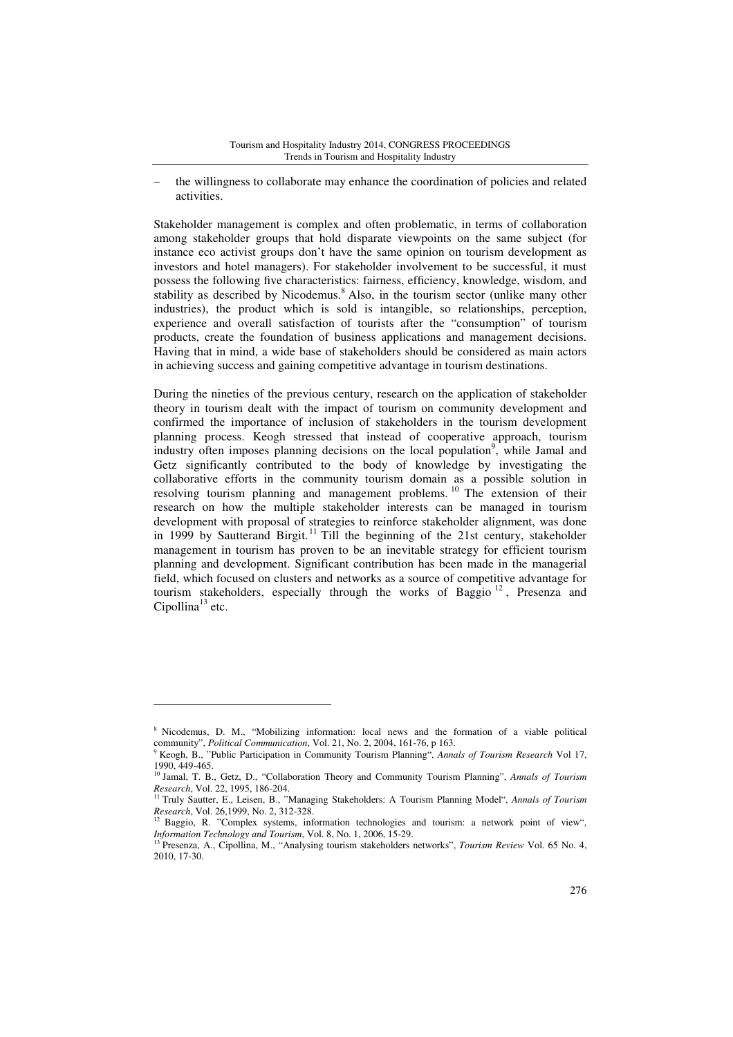- the willingness to collaborate may enhance the coordination of policies and related activities.

Stakeholder management is complex and often problematic, in terms of collaboration among stakeholder groups that hold disparate viewpoints on the same subject (for instance eco activist groups don't have the same opinion on tourism development as investors and hotel managers). For stakeholder involvement to be successful, it must possess the following five characteristics: fairness, efficiency, knowledge, wisdom, and stability as described by Nicodemus.[8] Also, in the tourism sector (unlike many other industries), the product which is sold is intangible, so relationships, perception, experience and overall satisfaction of tourists after the "consumption" of tourism products, create the foundation of business applications and management decisions. Having that in mind, a wide base of stakeholders should be considered as main actors in achieving success and gaining competitive advantage in tourism destinations.

During the nineties of the previous century, research on the application of stakeholder theory in tourism dealt with the impact of tourism on community development and confirmed the importance of inclusion of stakeholders in the tourism development planning process. Keogh stressed that instead of cooperative approach, tourism industry often imposes planning decisions on the local population[9], while Jamal and Getz significantly contributed to the body of knowledge by investigating the collaborative efforts in the community tourism domain as a possible solution in resolving tourism planning and management problems.[10] The extension of their research on how the multiple stakeholder interests can be managed in tourism development with proposal of strategies to reinforce stakeholder alignment, was done in 1999 by Sautterand Birgit.[11] Till the beginning of the 21st century, stakeholder management in tourism has proven to be an inevitable strategy for efficient tourism planning and development. Significant contribution has been made in the managerial field, which focused on clusters and networks as a source of competitive advantage for tourism stakeholders, especially through the works of Baggio[12], Presenza and Cipollina[13] etc.

---

[8] Nicodemus, D. M., "Mobilizing information: local news and the formation of a viable political community", *Political Communication*, Vol. 21, No. 2, 2004, 161-76, p 163.

[9] Keogh, B., "Public Participation in Community Tourism Planning", *Annals of Tourism Research* Vol 17, 1990, 449-465.

[10] Jamal, T. B., Getz, D., "Collaboration Theory and Community Tourism Planning", *Annals of Tourism Research*, Vol. 22, 1995, 186-204.

[11] Truly Sautter, E., Leisen, B., "Managing Stakeholders: A Tourism Planning Model", *Annals of Tourism Research*, Vol. 26,1999, No. 2, 312-328.

[12] Baggio, R. "Complex systems, information technologies and tourism: a network point of view", *Information Technology and Tourism*, Vol. 8, No. 1, 2006, 15-29.

[13] Presenza, A., Cipollina, M., "Analysing tourism stakeholders networks", *Tourism Review* Vol. 65 No. 4, 2010, 17-30.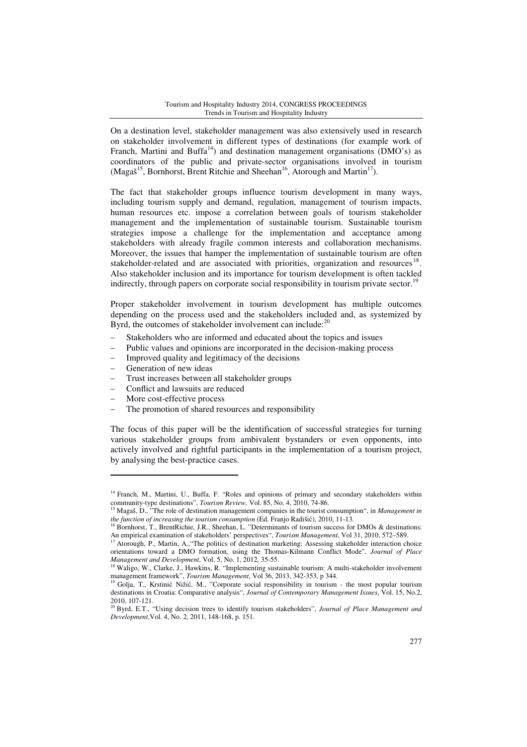On a destination level, stakeholder management was also extensively used in research on stakeholder involvement in different types of destinations (for example work of Franch, Martini and Buffa[14]) and destination management organisations (DMO's) as coordinators of the public and private-sector organisations involved in tourism (Magaš[15], Bornhorst, Brent Ritchie and Sheehan[16], Atorough and Martin[17]).

The fact that stakeholder groups influence tourism development in many ways, including tourism supply and demand, regulation, management of tourism impacts, human resources etc. impose a correlation between goals of tourism stakeholder management and the implementation of sustainable tourism. Sustainable tourism strategies impose a challenge for the implementation and acceptance among stakeholders with already fragile common interests and collaboration mechanisms. Moreover, the issues that hamper the implementation of sustainable tourism are often stakeholder-related and are associated with priorities, organization and resources[18]. Also stakeholder inclusion and its importance for tourism development is often tackled indirectly, through papers on corporate social responsibility in tourism private sector.[19]

Proper stakeholder involvement in tourism development has multiple outcomes depending on the process used and the stakeholders included and, as systemized by Byrd, the outcomes of stakeholder involvement can include:[20]

- Stakeholders who are informed and educated about the topics and issues
- Public values and opinions are incorporated in the decision-making process
- Improved quality and legitimacy of the decisions
- Generation of new ideas
- Trust increases between all stakeholder groups
- Conflict and lawsuits are reduced
- More cost-effective process
- The promotion of shared resources and responsibility

The focus of this paper will be the identification of successful strategies for turning various stakeholder groups from ambivalent bystanders or even opponents, into actively involved and rightful participants in the implementation of a tourism project, by analysing the best-practice cases.

---

[14] Franch, M., Martini, U., Buffa, F. "Roles and opinions of primary and secondary stakeholders within community-type destinations", *Tourism Review,* Vol. 85, No. 4, 2010, 74-86.

[15] Magaš, D., "The role of destination management companies in the tourist consumption", in *Management in the function of increasing the tourism consumption* (Ed. Franjo Radišić), 2010, 11-13.

[16] Bornhorst, T., BrentRichie, J.R., Sheehan, L. "Determinants of tourism success for DMOs & destinations: An empirical examination of stakeholders' perspectives", *Tourism Management*, Vol 31, 2010, 572–589.

[17] Atorough, P., Martin, A.,"The politics of destination marketing: Assessing stakeholder interaction choice orientations toward a DMO formation, using the Thomas-Kilmann Conflict Mode", *Journal of Place Management and Development*, Vol. 5, No. 1, 2012, 35-55.

[18] Waligo, W., Clarke, J., Hawkins, R. "Implementing sustainable tourism: A multi-stakeholder involvement management framework", *Tourism Management*, Vol 36, 2013, 342-353, p 344.

[19] Golja, T., Krstinić Nižić, M., "Corporate social responsibility in tourism - the most popular tourism destinations in Croatia: Comparative analysis", *Journal of Contemporary Management Issues*, Vol. 15, No.2, 2010, 107-121.

[20] Byrd, E.T., "Using decision trees to identify tourism stakeholders", *Journal of Place Management and Development*,Vol. 4, No. 2, 2011, 148-168, p. 151.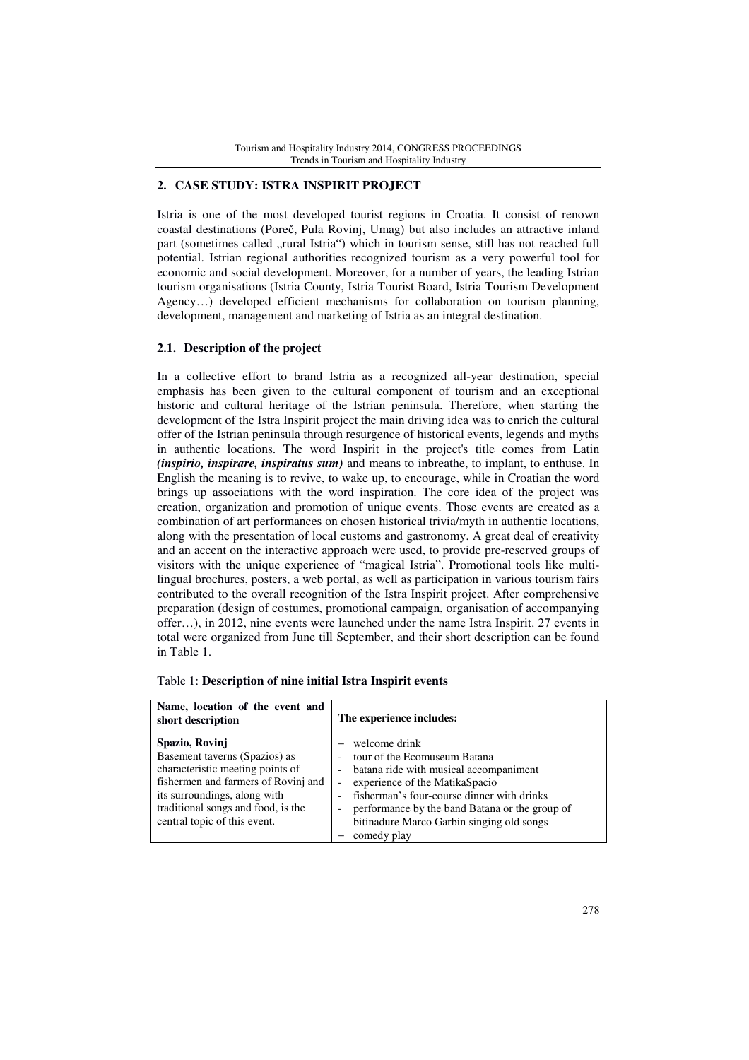## 2. CASE STUDY: ISTRA INSPIRIT PROJECT

Istria is one of the most developed tourist regions in Croatia. It consist of renown coastal destinations (Poreč, Pula Rovinj, Umag) but also includes an attractive inland part (sometimes called „rural Istria") which in tourism sense, still has not reached full potential. Istrian regional authorities recognized tourism as a very powerful tool for economic and social development. Moreover, for a number of years, the leading Istrian tourism organisations (Istria County, Istria Tourist Board, Istria Tourism Development Agency…) developed efficient mechanisms for collaboration on tourism planning, development, management and marketing of Istria as an integral destination.

### 2.1. Description of the project

In a collective effort to brand Istria as a recognized all-year destination, special emphasis has been given to the cultural component of tourism and an exceptional historic and cultural heritage of the Istrian peninsula. Therefore, when starting the development of the Istra Inspirit project the main driving idea was to enrich the cultural offer of the Istrian peninsula through resurgence of historical events, legends and myths in authentic locations. The word Inspirit in the project's title comes from Latin ***(inspirio, inspirare, inspiratus sum)*** and means to inbreathe, to implant, to enthuse. In English the meaning is to revive, to wake up, to encourage, while in Croatian the word brings up associations with the word inspiration. The core idea of the project was creation, organization and promotion of unique events. Those events are created as a combination of art performances on chosen historical trivia/myth in authentic locations, along with the presentation of local customs and gastronomy. A great deal of creativity and an accent on the interactive approach were used, to provide pre-reserved groups of visitors with the unique experience of "magical Istria". Promotional tools like multi-lingual brochures, posters, a web portal, as well as participation in various tourism fairs contributed to the overall recognition of the Istra Inspirit project. After comprehensive preparation (design of costumes, promotional campaign, organisation of accompanying offer…), in 2012, nine events were launched under the name Istra Inspirit. 27 events in total were organized from June till September, and their short description can be found in Table 1.

Table 1: **Description of nine initial Istra Inspirit events**

| **Name, location of the event and short description** | **The experience includes:** |
|---|---|
| **Spazio, Rovinj**<br>Basement taverns (Spazios) as characteristic meeting points of fishermen and farmers of Rovinj and its surroundings, along with traditional songs and food, is the central topic of this event. | – welcome drink<br>- tour of the Ecomuseum Batana<br>- batana ride with musical accompaniment<br>- experience of the MatikaSpacio<br>- fisherman's four-course dinner with drinks<br>- performance by the band Batana or the group of bitinadure Marco Garbin singing old songs<br>– comedy play |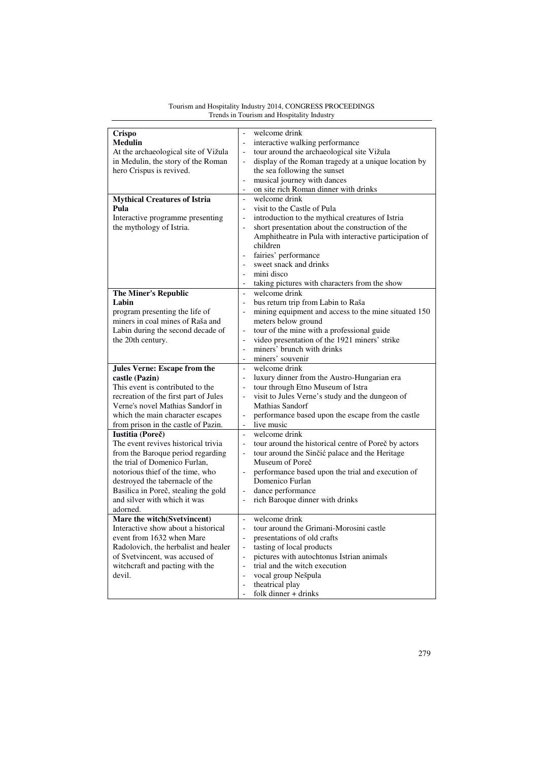| | |
|---|---|
| **Crispo**<br>**Medulin**<br>At the archaeological site of Vižula in Medulin, the story of the Roman hero Crispus is revived. | - welcome drink<br>- interactive walking performance<br>- tour around the archaeological site Vižula<br>- display of the Roman tragedy at a unique location by the sea following the sunset<br>- musical journey with dances<br>- on site rich Roman dinner with drinks |
| **Mythical Creatures of Istria**<br>**Pula**<br>Interactive programme presenting the mythology of Istria. | - welcome drink<br>- visit to the Castle of Pula<br>- introduction to the mythical creatures of Istria<br>- short presentation about the construction of the Amphitheatre in Pula with interactive participation of children<br>- fairies' performance<br>- sweet snack and drinks<br>- mini disco<br>- taking pictures with characters from the show |
| **The Miner's Republic**<br>**Labin**<br>program presenting the life of miners in coal mines of Raša and Labin during the second decade of the 20th century. | - welcome drink<br>- bus return trip from Labin to Raša<br>- mining equipment and access to the mine situated 150 meters below ground<br>- tour of the mine with a professional guide<br>- video presentation of the 1921 miners' strike<br>- miners' brunch with drinks<br>- miners' souvenir |
| **Jules Verne: Escape from the castle (Pazin)**<br>This event is contributed to the recreation of the first part of Jules Verne's novel Mathias Sandorf in which the main character escapes from prison in the castle of Pazin. | - welcome drink<br>- luxury dinner from the Austro-Hungarian era<br>- tour through Etno Museum of Istra<br>- visit to Jules Verne's study and the dungeon of Mathias Sandorf<br>- performance based upon the escape from the castle<br>- live music |
| **Iustitia (Poreč)**<br>The event revives historical trivia from the Baroque period regarding the trial of Domenico Furlan, notorious thief of the time, who destroyed the tabernacle of the Basilica in Poreč, stealing the gold and silver with which it was adorned. | - welcome drink<br>- tour around the historical centre of Poreč by actors<br>- tour around the Sinčić palace and the Heritage Museum of Poreč<br>- performance based upon the trial and execution of Domenico Furlan<br>- dance performance<br>- rich Baroque dinner with drinks |
| **Mare the witch(Svetvincent)**<br>Interactive show about a historical event from 1632 when Mare Radolovich, the herbalist and healer of Svetvincent, was accused of witchcraft and pacting with the devil. | - welcome drink<br>- tour around the Grimani-Morosini castle<br>- presentations of old crafts<br>- tasting of local products<br>- pictures with autochtonus Istrian animals<br>- trial and the witch execution<br>- vocal group Nešpula<br>- theatrical play<br>- folk dinner + drinks |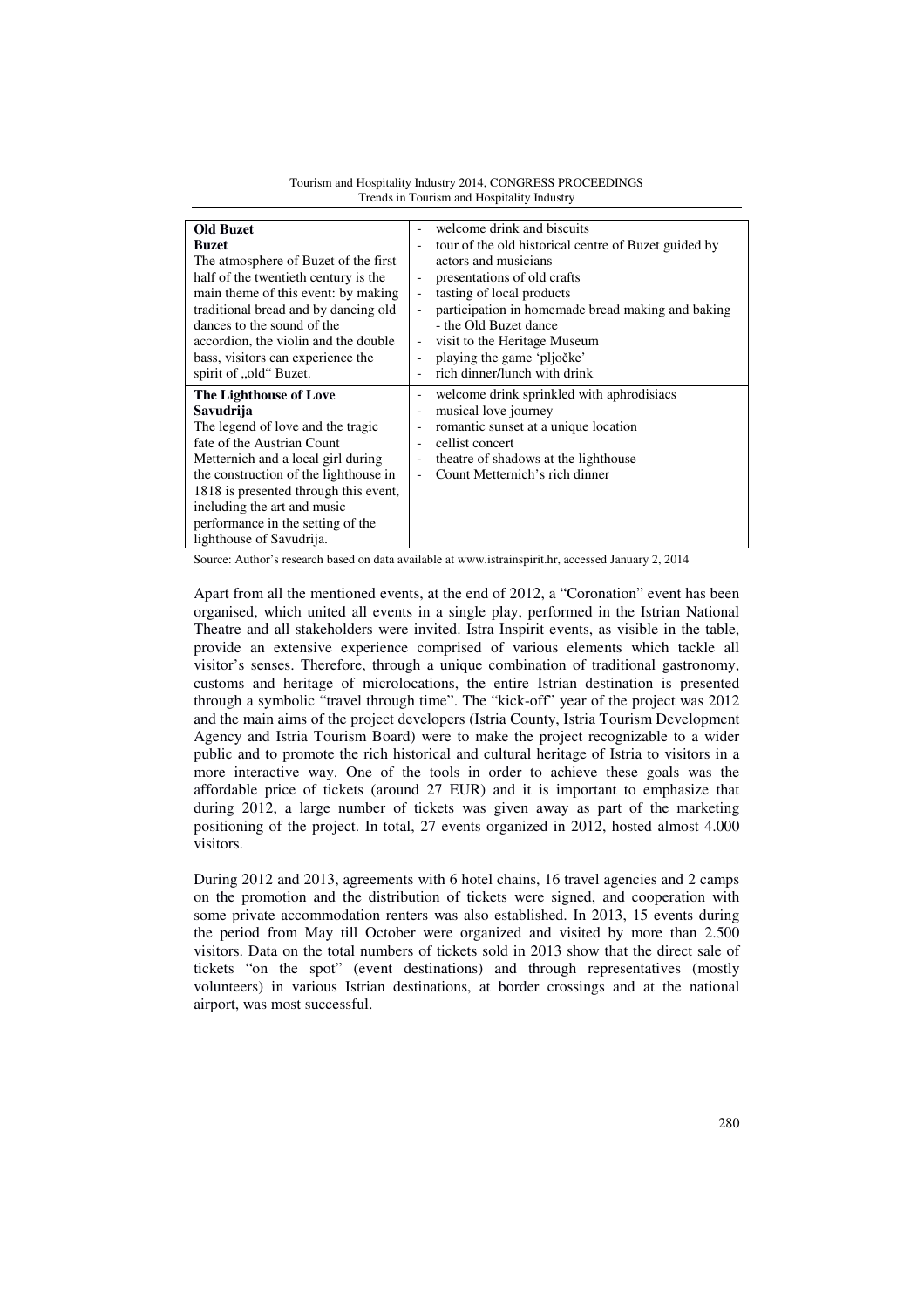| | |
|---|---|
| **Old Buzet**<br>**Buzet**<br>The atmosphere of Buzet of the first half of the twentieth century is the main theme of this event: by making traditional bread and by dancing old dances to the sound of the accordion, the violin and the double bass, visitors can experience the spirit of „old" Buzet. | - welcome drink and biscuits<br>- tour of the old historical centre of Buzet guided by actors and musicians<br>- presentations of old crafts<br>- tasting of local products<br>- participation in homemade bread making and baking - the Old Buzet dance<br>- visit to the Heritage Museum<br>- playing the game 'pljočke'<br>- rich dinner/lunch with drink |
| **The Lighthouse of Love**<br>**Savudrija**<br>The legend of love and the tragic fate of the Austrian Count Metternich and a local girl during the construction of the lighthouse in 1818 is presented through this event, including the art and music performance in the setting of the lighthouse of Savudrija. | - welcome drink sprinkled with aphrodisiacs<br>- musical love journey<br>- romantic sunset at a unique location<br>- cellist concert<br>- theatre of shadows at the lighthouse<br>- Count Metternich's rich dinner |

Source: Author's research based on data available at www.istrainspirit.hr, accessed January 2, 2014

Apart from all the mentioned events, at the end of 2012, a "Coronation" event has been organised, which united all events in a single play, performed in the Istrian National Theatre and all stakeholders were invited. Istra Inspirit events, as visible in the table, provide an extensive experience comprised of various elements which tackle all visitor's senses. Therefore, through a unique combination of traditional gastronomy, customs and heritage of microlocations, the entire Istrian destination is presented through a symbolic "travel through time". The "kick-off" year of the project was 2012 and the main aims of the project developers (Istria County, Istria Tourism Development Agency and Istria Tourism Board) were to make the project recognizable to a wider public and to promote the rich historical and cultural heritage of Istria to visitors in a more interactive way. One of the tools in order to achieve these goals was the affordable price of tickets (around 27 EUR) and it is important to emphasize that during 2012, a large number of tickets was given away as part of the marketing positioning of the project. In total, 27 events organized in 2012, hosted almost 4.000 visitors.

During 2012 and 2013, agreements with 6 hotel chains, 16 travel agencies and 2 camps on the promotion and the distribution of tickets were signed, and cooperation with some private accommodation renters was also established. In 2013, 15 events during the period from May till October were organized and visited by more than 2.500 visitors. Data on the total numbers of tickets sold in 2013 show that the direct sale of tickets "on the spot" (event destinations) and through representatives (mostly volunteers) in various Istrian destinations, at border crossings and at the national airport, was most successful.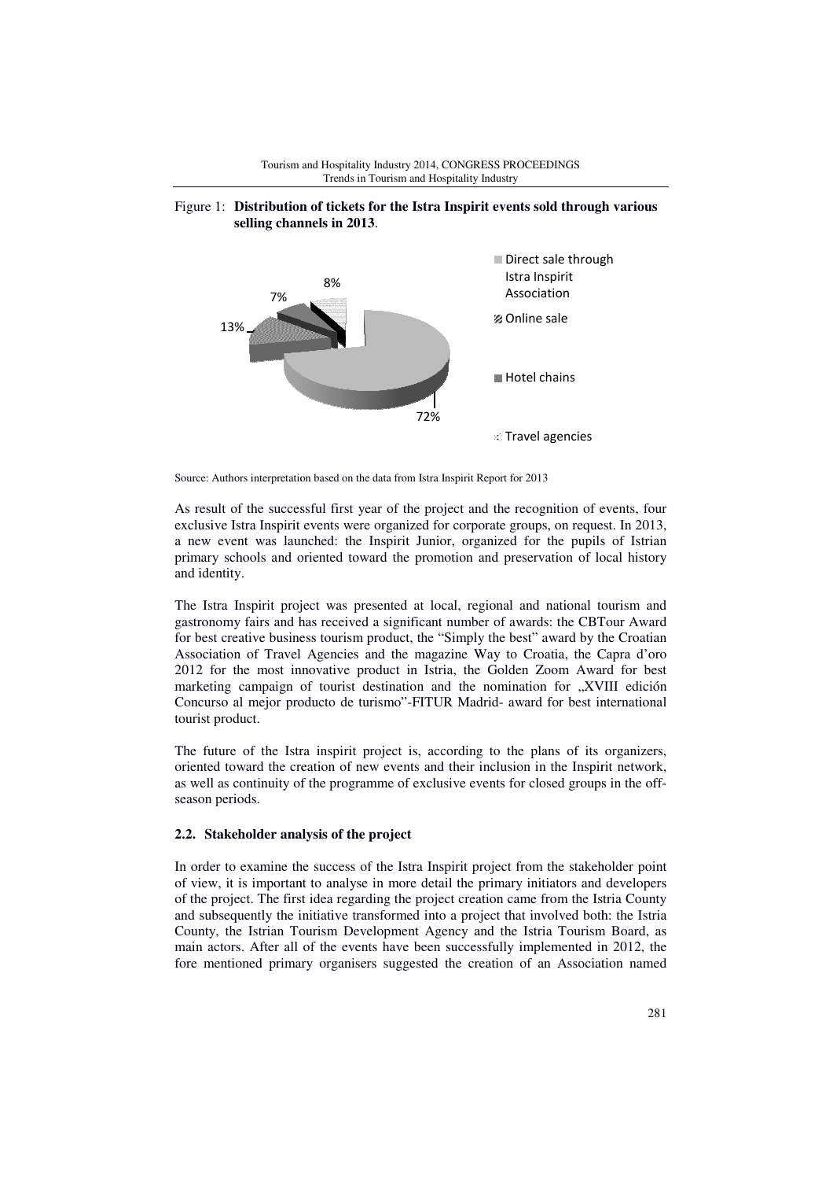Figure 1: **Distribution of tickets for the Istra Inspirit events sold through various selling channels in 2013**.

Source: Authors interpretation based on the data from Istra Inspirit Report for 2013

As result of the successful first year of the project and the recognition of events, four exclusive Istra Inspirit events were organized for corporate groups, on request. In 2013, a new event was launched: the Inspirit Junior, organized for the pupils of Istrian primary schools and oriented toward the promotion and preservation of local history and identity.

The Istra Inspirit project was presented at local, regional and national tourism and gastronomy fairs and has received a significant number of awards: the CBTour Award for best creative business tourism product, the "Simply the best" award by the Croatian Association of Travel Agencies and the magazine Way to Croatia, the Capra d'oro 2012 for the most innovative product in Istria, the Golden Zoom Award for best marketing campaign of tourist destination and the nomination for „XVIII edición Concurso al mejor producto de turismo"-FITUR Madrid- award for best international tourist product.

The future of the Istra inspirit project is, according to the plans of its organizers, oriented toward the creation of new events and their inclusion in the Inspirit network, as well as continuity of the programme of exclusive events for closed groups in the off-season periods.

### 2.2. Stakeholder analysis of the project

In order to examine the success of the Istra Inspirit project from the stakeholder point of view, it is important to analyse in more detail the primary initiators and developers of the project. The first idea regarding the project creation came from the Istria County and subsequently the initiative transformed into a project that involved both: the Istria County, the Istrian Tourism Development Agency and the Istria Tourism Board, as main actors. After all of the events have been successfully implemented in 2012, the fore mentioned primary organisers suggested the creation of an Association named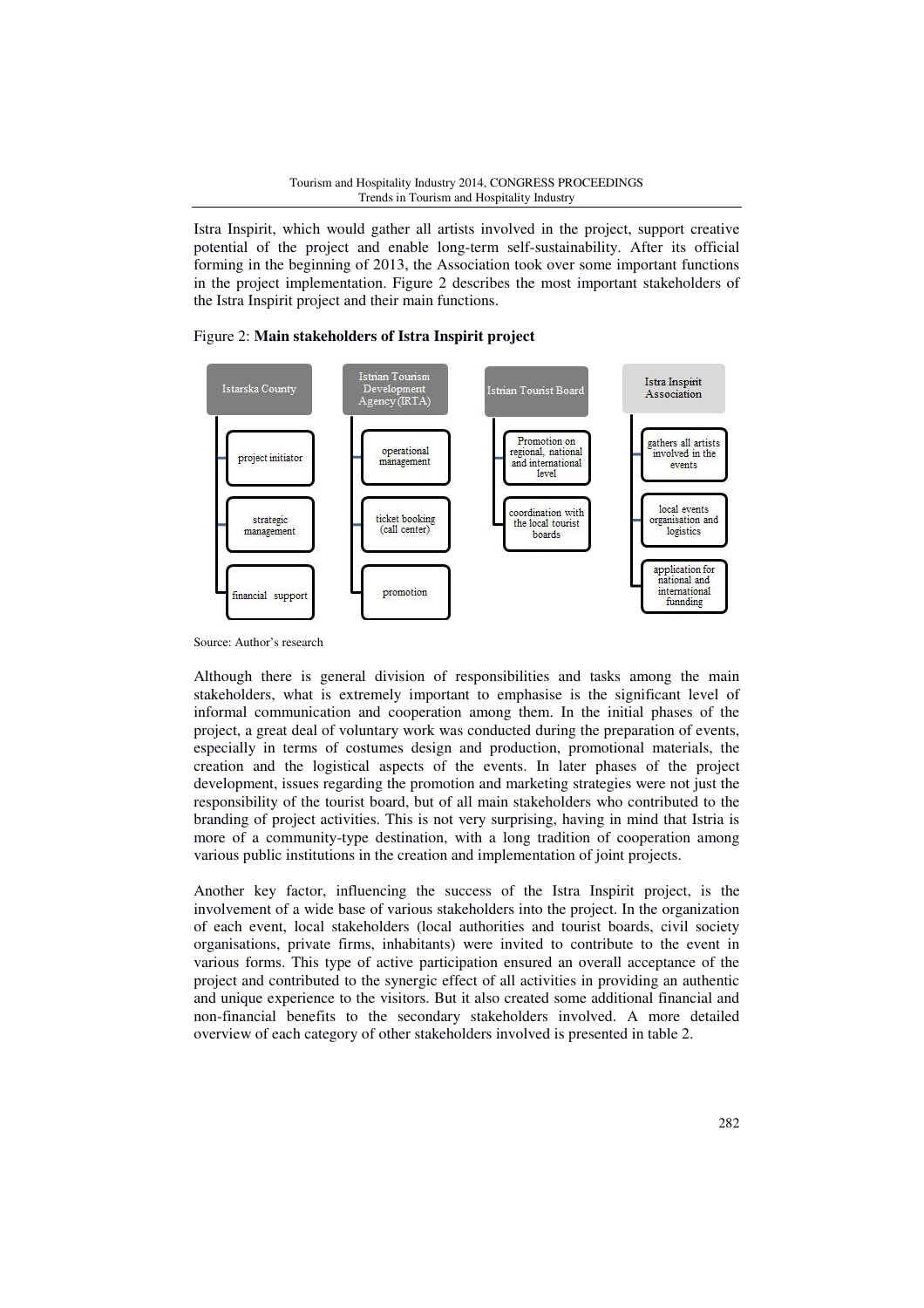Istra Inspirit, which would gather all artists involved in the project, support creative potential of the project and enable long-term self-sustainability. After its official forming in the beginning of 2013, the Association took over some important functions in the project implementation. Figure 2 describes the most important stakeholders of the Istra Inspirit project and their main functions.

Figure 2: **Main stakeholders of Istra Inspirit project**

| Istarska County | Istrian Tourism Development Agency (IRTA) | Istrian Tourist Board | Istra Inspirit Association |
|---|---|---|---|
| project initiator | operational management | Promotion on regional, national and international level | gathers all artists involved in the events |
| strategic management | ticket booking (call center) | coordination with the local tourist boards | local events organisation and logistics |
| financial support | promotion | | application for national and international funnding |

Source: Author's research

Although there is general division of responsibilities and tasks among the main stakeholders, what is extremely important to emphasise is the significant level of informal communication and cooperation among them. In the initial phases of the project, a great deal of voluntary work was conducted during the preparation of events, especially in terms of costumes design and production, promotional materials, the creation and the logistical aspects of the events. In later phases of the project development, issues regarding the promotion and marketing strategies were not just the responsibility of the tourist board, but of all main stakeholders who contributed to the branding of project activities. This is not very surprising, having in mind that Istria is more of a community-type destination, with a long tradition of cooperation among various public institutions in the creation and implementation of joint projects.

Another key factor, influencing the success of the Istra Inspirit project, is the involvement of a wide base of various stakeholders into the project. In the organization of each event, local stakeholders (local authorities and tourist boards, civil society organisations, private firms, inhabitants) were invited to contribute to the event in various forms. This type of active participation ensured an overall acceptance of the project and contributed to the synergic effect of all activities in providing an authentic and unique experience to the visitors. But it also created some additional financial and non-financial benefits to the secondary stakeholders involved. A more detailed overview of each category of other stakeholders involved is presented in table 2.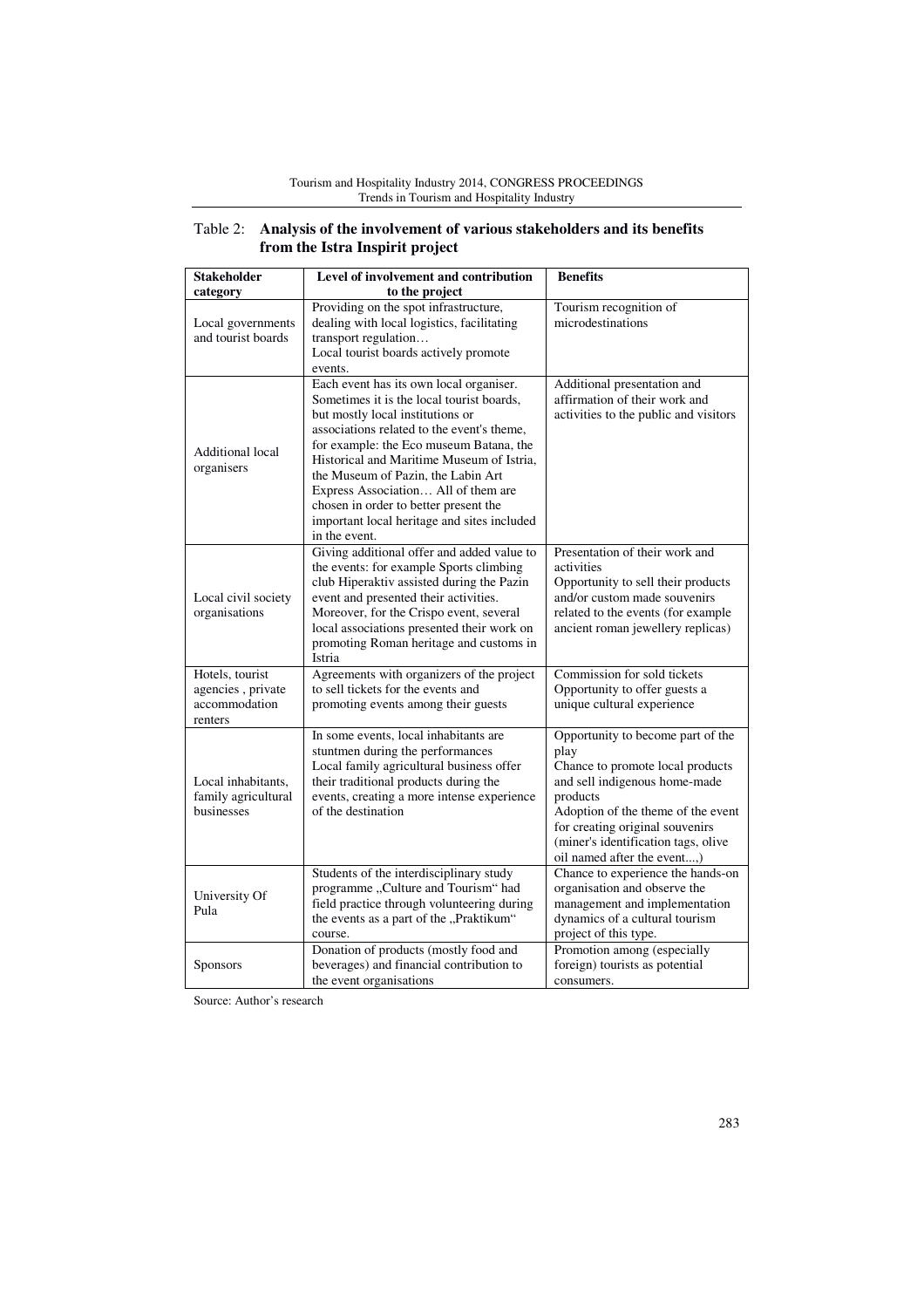Table 2: **Analysis of the involvement of various stakeholders and its benefits from the Istra Inspirit project**

| Stakeholder category | Level of involvement and contribution to the project | Benefits |
|---|---|---|
| Local governments and tourist boards | Providing on the spot infrastructure, dealing with local logistics, facilitating transport regulation… Local tourist boards actively promote events. | Tourism recognition of microdestinations |
| Additional local organisers | Each event has its own local organiser. Sometimes it is the local tourist boards, but mostly local institutions or associations related to the event's theme, for example: the Eco museum Batana, the Historical and Maritime Museum of Istria, the Museum of Pazin, the Labin Art Express Association… All of them are chosen in order to better present the important local heritage and sites included in the event. | Additional presentation and affirmation of their work and activities to the public and visitors |
| Local civil society organisations | Giving additional offer and added value to the events: for example Sports climbing club Hiperaktiv assisted during the Pazin event and presented their activities. Moreover, for the Crispo event, several local associations presented their work on promoting Roman heritage and customs in Istria | Presentation of their work and activities<br>Opportunity to sell their products and/or custom made souvenirs related to the events (for example ancient roman jewellery replicas) |
| Hotels, tourist agencies , private accommodation renters | Agreements with organizers of the project to sell tickets for the events and promoting events among their guests | Commission for sold tickets<br>Opportunity to offer guests a unique cultural experience |
| Local inhabitants, family agricultural businesses | In some events, local inhabitants are stuntmen during the performances<br>Local family agricultural business offer their traditional products during the events, creating a more intense experience of the destination | Opportunity to become part of the play<br>Chance to promote local products and sell indigenous home-made products<br>Adoption of the theme of the event for creating original souvenirs (miner's identification tags, olive oil named after the event...,) |
| University Of Pula | Students of the interdisciplinary study programme „Culture and Tourism" had field practice through volunteering during the events as a part of the „Praktikum" course. | Chance to experience the hands-on organisation and observe the management and implementation dynamics of a cultural tourism project of this type. |
| Sponsors | Donation of products (mostly food and beverages) and financial contribution to the event organisations | Promotion among (especially foreign) tourists as potential consumers. |

Source: Author's research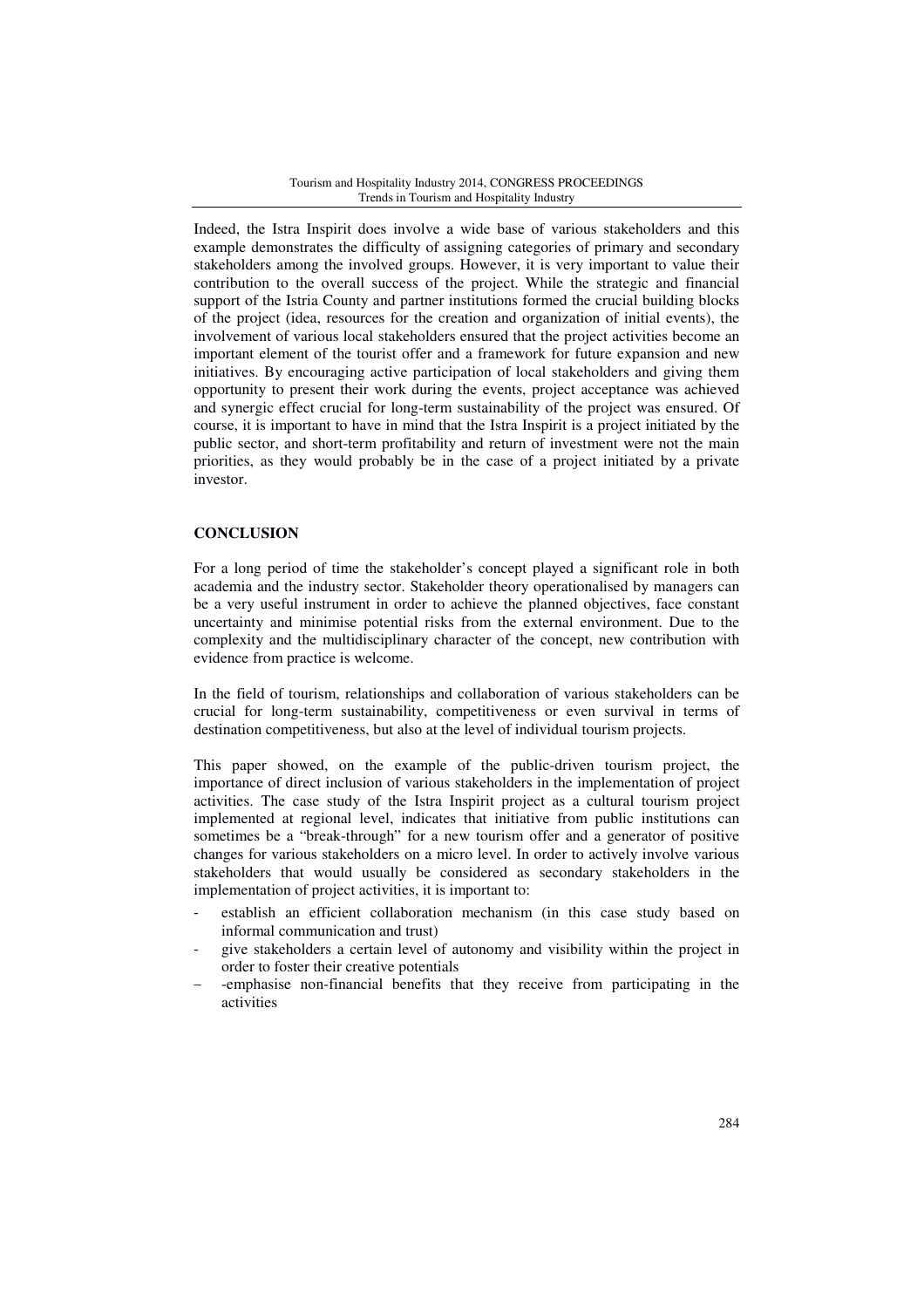Indeed, the Istra Inspirit does involve a wide base of various stakeholders and this example demonstrates the difficulty of assigning categories of primary and secondary stakeholders among the involved groups. However, it is very important to value their contribution to the overall success of the project. While the strategic and financial support of the Istria County and partner institutions formed the crucial building blocks of the project (idea, resources for the creation and organization of initial events), the involvement of various local stakeholders ensured that the project activities become an important element of the tourist offer and a framework for future expansion and new initiatives. By encouraging active participation of local stakeholders and giving them opportunity to present their work during the events, project acceptance was achieved and synergic effect crucial for long-term sustainability of the project was ensured. Of course, it is important to have in mind that the Istra Inspirit is a project initiated by the public sector, and short-term profitability and return of investment were not the main priorities, as they would probably be in the case of a project initiated by a private investor.

## CONCLUSION

For a long period of time the stakeholder's concept played a significant role in both academia and the industry sector. Stakeholder theory operationalised by managers can be a very useful instrument in order to achieve the planned objectives, face constant uncertainty and minimise potential risks from the external environment. Due to the complexity and the multidisciplinary character of the concept, new contribution with evidence from practice is welcome.

In the field of tourism, relationships and collaboration of various stakeholders can be crucial for long-term sustainability, competitiveness or even survival in terms of destination competitiveness, but also at the level of individual tourism projects.

This paper showed, on the example of the public-driven tourism project, the importance of direct inclusion of various stakeholders in the implementation of project activities. The case study of the Istra Inspirit project as a cultural tourism project implemented at regional level, indicates that initiative from public institutions can sometimes be a "break-through" for a new tourism offer and a generator of positive changes for various stakeholders on a micro level. In order to actively involve various stakeholders that would usually be considered as secondary stakeholders in the implementation of project activities, it is important to:

- establish an efficient collaboration mechanism (in this case study based on informal communication and trust)
- give stakeholders a certain level of autonomy and visibility within the project in order to foster their creative potentials
- -emphasise non-financial benefits that they receive from participating in the activities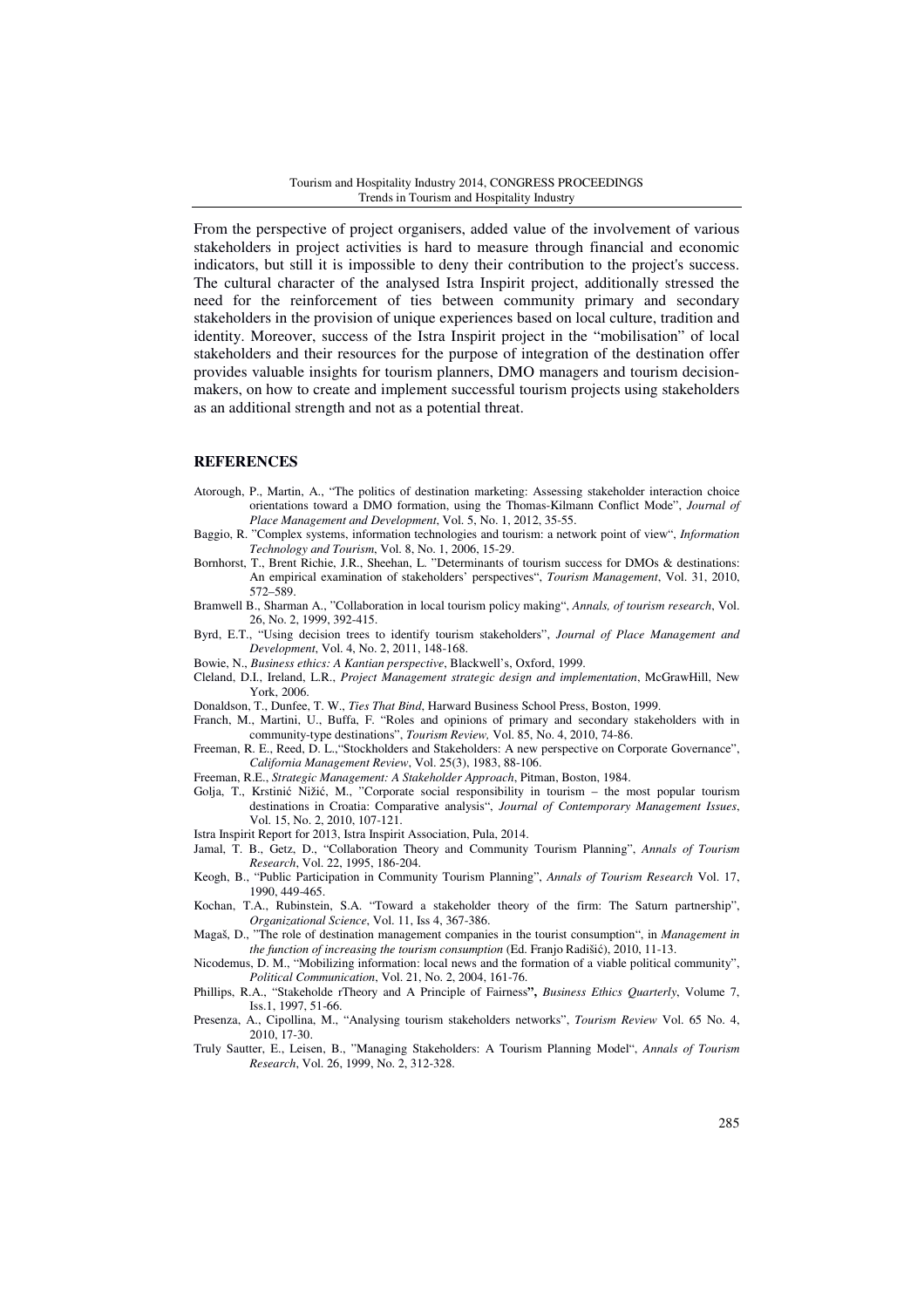From the perspective of project organisers, added value of the involvement of various stakeholders in project activities is hard to measure through financial and economic indicators, but still it is impossible to deny their contribution to the project's success. The cultural character of the analysed Istra Inspirit project, additionally stressed the need for the reinforcement of ties between community primary and secondary stakeholders in the provision of unique experiences based on local culture, tradition and identity. Moreover, success of the Istra Inspirit project in the "mobilisation" of local stakeholders and their resources for the purpose of integration of the destination offer provides valuable insights for tourism planners, DMO managers and tourism decision-makers, on how to create and implement successful tourism projects using stakeholders as an additional strength and not as a potential threat.

## REFERENCES

Atorough, P., Martin, A., "The politics of destination marketing: Assessing stakeholder interaction choice orientations toward a DMO formation, using the Thomas-Kilmann Conflict Mode", *Journal of Place Management and Development*, Vol. 5, No. 1, 2012, 35-55.

Baggio, R. "Complex systems, information technologies and tourism: a network point of view", *Information Technology and Tourism*, Vol. 8, No. 1, 2006, 15-29.

Bornhorst, T., Brent Richie, J.R., Sheehan, L. "Determinants of tourism success for DMOs & destinations: An empirical examination of stakeholders' perspectives", *Tourism Management*, Vol. 31, 2010, 572–589.

Bramwell B., Sharman A., "Collaboration in local tourism policy making", *Annals, of tourism research*, Vol. 26, No. 2, 1999, 392-415.

Byrd, E.T., "Using decision trees to identify tourism stakeholders", *Journal of Place Management and Development*, Vol. 4, No. 2, 2011, 148-168.

Bowie, N., *Business ethics: A Kantian perspective*, Blackwell's, Oxford, 1999.

Cleland, D.I., Ireland, L.R., *Project Management strategic design and implementation*, McGrawHill, New York, 2006.

Donaldson, T., Dunfee, T. W., *Ties That Bind*, Harward Business School Press, Boston, 1999.

Franch, M., Martini, U., Buffa, F. "Roles and opinions of primary and secondary stakeholders with in community-type destinations", *Tourism Review,* Vol. 85, No. 4, 2010, 74-86.

Freeman, R. E., Reed, D. L.,"Stockholders and Stakeholders: A new perspective on Corporate Governance", *California Management Review*, Vol. 25(3), 1983, 88-106.

Freeman, R.E., *Strategic Management: A Stakeholder Approach*, Pitman, Boston, 1984.

Golja, T., Krstinić Nižić, M., "Corporate social responsibility in tourism – the most popular tourism destinations in Croatia: Comparative analysis", *Journal of Contemporary Management Issues*, Vol. 15, No. 2, 2010, 107-121.

Istra Inspirit Report for 2013, Istra Inspirit Association, Pula, 2014.

Jamal, T. B., Getz, D., "Collaboration Theory and Community Tourism Planning", *Annals of Tourism Research*, Vol. 22, 1995, 186-204.

Keogh, B., "Public Participation in Community Tourism Planning", *Annals of Tourism Research* Vol. 17, 1990, 449-465.

Kochan, T.A., Rubinstein, S.A. "Toward a stakeholder theory of the firm: The Saturn partnership", *Organizational Science*, Vol. 11, Iss 4, 367-386.

Magaš, D., "The role of destination management companies in the tourist consumption", in *Management in the function of increasing the tourism consumption* (Ed. Franjo Radišić), 2010, 11-13.

Nicodemus, D. M., "Mobilizing information: local news and the formation of a viable political community", *Political Communication*, Vol. 21, No. 2, 2004, 161-76.

Phillips, R.A., "Stakeholde rTheory and A Principle of Fairness**",** *Business Ethics Quarterly*, Volume 7, Iss.1, 1997, 51-66.

Presenza, A., Cipollina, M., "Analysing tourism stakeholders networks", *Tourism Review* Vol. 65 No. 4, 2010, 17-30.

Truly Sautter, E., Leisen, B., "Managing Stakeholders: A Tourism Planning Model", *Annals of Tourism Research*, Vol. 26, 1999, No. 2, 312-328.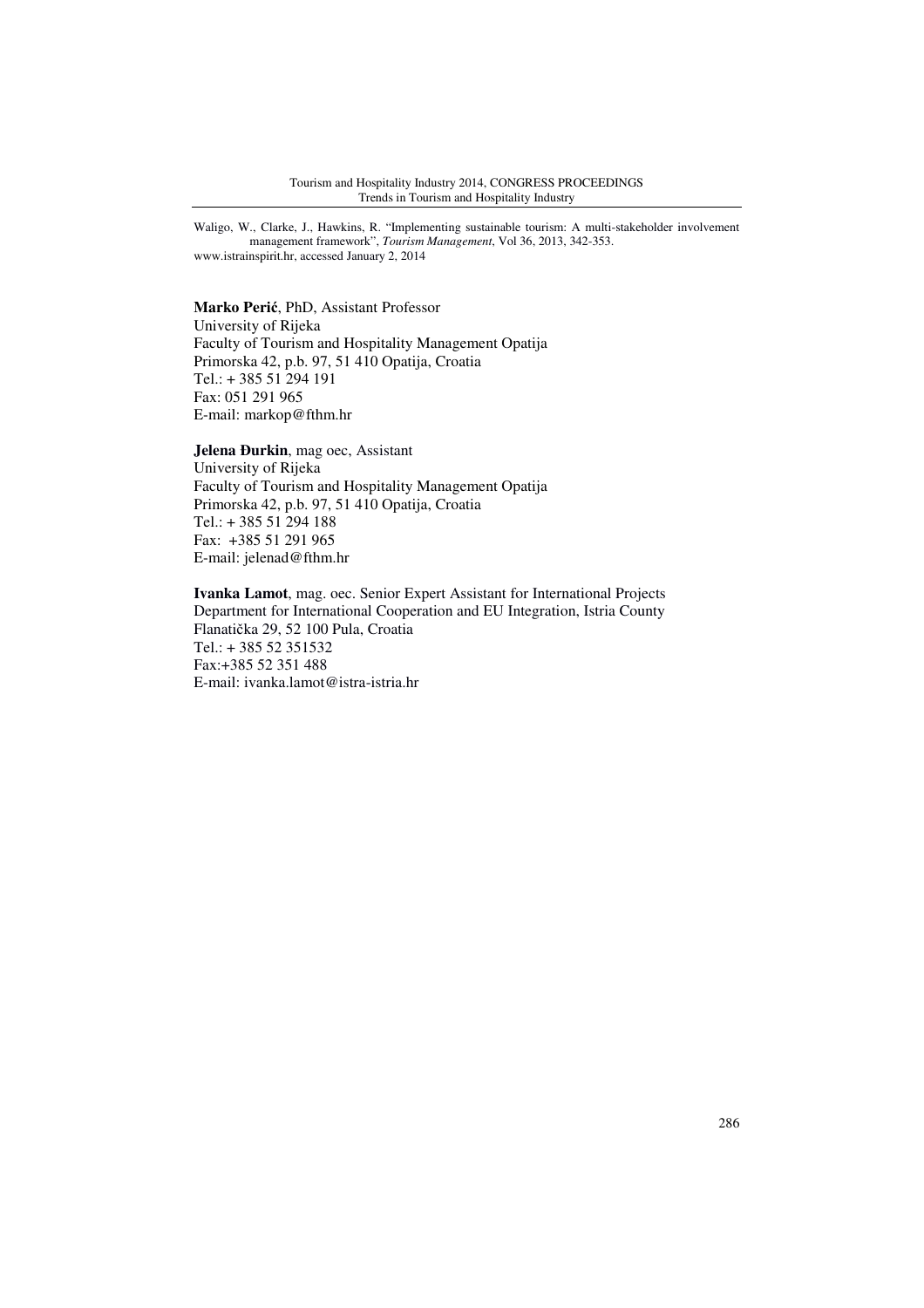Waligo, W., Clarke, J., Hawkins, R. "Implementing sustainable tourism: A multi-stakeholder involvement management framework", *Tourism Management*, Vol 36, 2013, 342-353.
www.istrainspirit.hr, accessed January 2, 2014

**Marko Perić**, PhD, Assistant Professor
University of Rijeka
Faculty of Tourism and Hospitality Management Opatija
Primorska 42, p.b. 97, 51 410 Opatija, Croatia
Tel.: + 385 51 294 191
Fax: 051 291 965
E-mail: markop@fthm.hr

**Jelena Đurkin**, mag oec, Assistant
University of Rijeka
Faculty of Tourism and Hospitality Management Opatija
Primorska 42, p.b. 97, 51 410 Opatija, Croatia
Tel.: + 385 51 294 188
Fax: +385 51 291 965
E-mail: jelenad@fthm.hr

**Ivanka Lamot**, mag. oec. Senior Expert Assistant for International Projects
Department for International Cooperation and EU Integration, Istria County
Flanatička 29, 52 100 Pula, Croatia
Tel.: + 385 52 351532
Fax:+385 52 351 488
E-mail: ivanka.lamot@istra-istria.hr